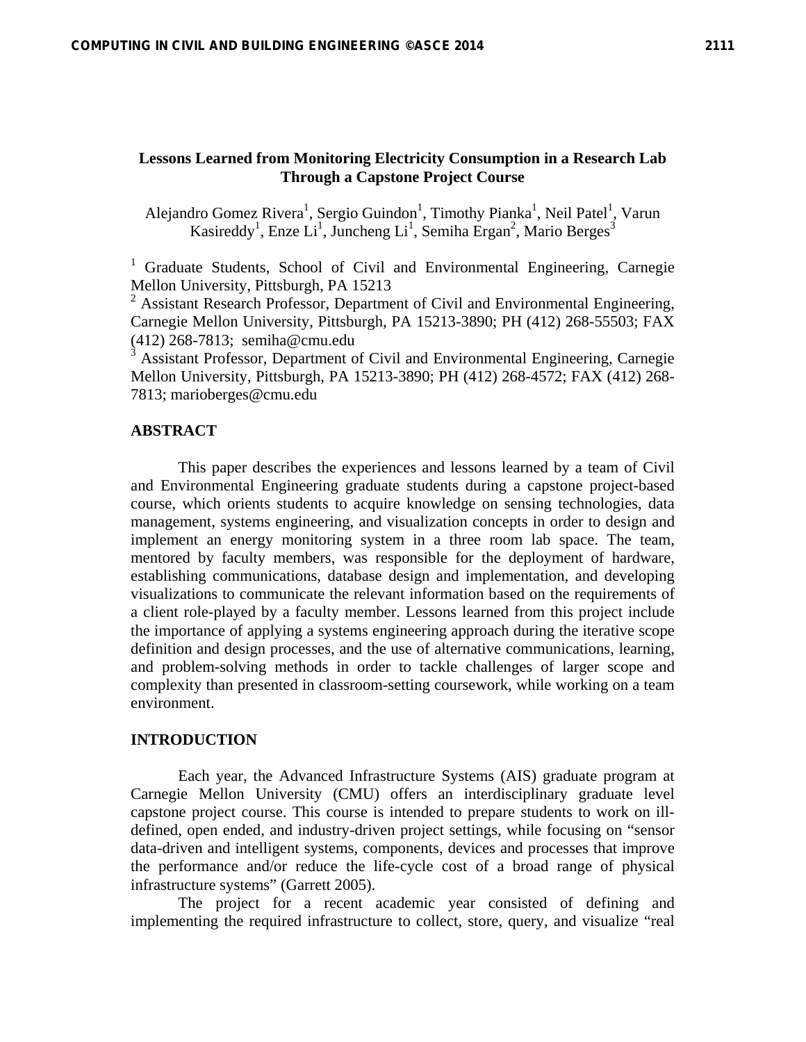# Lessons Learned from Monitoring Electricity Consumption in a Research Lab Through a Capstone Project Course

Alejandro Gomez Rivera[1], Sergio Guindon[1], Timothy Pianka[1], Neil Patel[1], Varun Kasireddy[1], Enze Li[1], Juncheng Li[1], Semiha Ergan[2], Mario Berges[3]

[1] Graduate Students, School of Civil and Environmental Engineering, Carnegie Mellon University, Pittsburgh, PA 15213

[2] Assistant Research Professor, Department of Civil and Environmental Engineering, Carnegie Mellon University, Pittsburgh, PA 15213-3890; PH (412) 268-55503; FAX (412) 268-7813; semiha@cmu.edu

[3] Assistant Professor, Department of Civil and Environmental Engineering, Carnegie Mellon University, Pittsburgh, PA 15213-3890; PH (412) 268-4572; FAX (412) 268-7813; marioberges@cmu.edu

## ABSTRACT

This paper describes the experiences and lessons learned by a team of Civil and Environmental Engineering graduate students during a capstone project-based course, which orients students to acquire knowledge on sensing technologies, data management, systems engineering, and visualization concepts in order to design and implement an energy monitoring system in a three room lab space. The team, mentored by faculty members, was responsible for the deployment of hardware, establishing communications, database design and implementation, and developing visualizations to communicate the relevant information based on the requirements of a client role-played by a faculty member. Lessons learned from this project include the importance of applying a systems engineering approach during the iterative scope definition and design processes, and the use of alternative communications, learning, and problem-solving methods in order to tackle challenges of larger scope and complexity than presented in classroom-setting coursework, while working on a team environment.

## INTRODUCTION

Each year, the Advanced Infrastructure Systems (AIS) graduate program at Carnegie Mellon University (CMU) offers an interdisciplinary graduate level capstone project course. This course is intended to prepare students to work on ill-defined, open ended, and industry-driven project settings, while focusing on "sensor data-driven and intelligent systems, components, devices and processes that improve the performance and/or reduce the life-cycle cost of a broad range of physical infrastructure systems" (Garrett 2005).

The project for a recent academic year consisted of defining and implementing the required infrastructure to collect, store, query, and visualize "real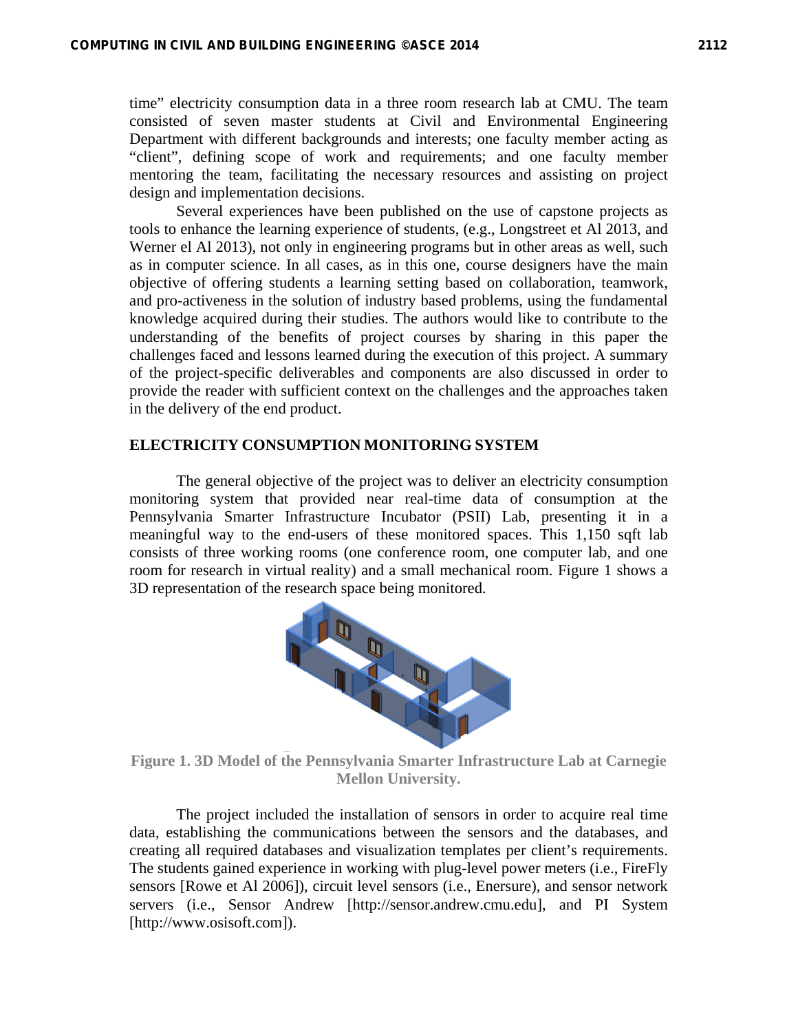time" electricity consumption data in a three room research lab at CMU. The team consisted of seven master students at Civil and Environmental Engineering Department with different backgrounds and interests; one faculty member acting as "client", defining scope of work and requirements; and one faculty member mentoring the team, facilitating the necessary resources and assisting on project design and implementation decisions.

Several experiences have been published on the use of capstone projects as tools to enhance the learning experience of students, (e.g., Longstreet et Al 2013, and Werner el Al 2013), not only in engineering programs but in other areas as well, such as in computer science. In all cases, as in this one, course designers have the main objective of offering students a learning setting based on collaboration, teamwork, and pro-activeness in the solution of industry based problems, using the fundamental knowledge acquired during their studies. The authors would like to contribute to the understanding of the benefits of project courses by sharing in this paper the challenges faced and lessons learned during the execution of this project. A summary of the project-specific deliverables and components are also discussed in order to provide the reader with sufficient context on the challenges and the approaches taken in the delivery of the end product.

## ELECTRICITY CONSUMPTION MONITORING SYSTEM

The general objective of the project was to deliver an electricity consumption monitoring system that provided near real-time data of consumption at the Pennsylvania Smarter Infrastructure Incubator (PSII) Lab, presenting it in a meaningful way to the end-users of these monitored spaces. This 1,150 sqft lab consists of three working rooms (one conference room, one computer lab, and one room for research in virtual reality) and a small mechanical room. Figure 1 shows a 3D representation of the research space being monitored.

**Figure 1. 3D Model of the Pennsylvania Smarter Infrastructure Lab at Carnegie Mellon University.**

The project included the installation of sensors in order to acquire real time data, establishing the communications between the sensors and the databases, and creating all required databases and visualization templates per client's requirements. The students gained experience in working with plug-level power meters (i.e., FireFly sensors [Rowe et Al 2006]), circuit level sensors (i.e., Enersure), and sensor network servers (i.e., Sensor Andrew [http://sensor.andrew.cmu.edu], and PI System [http://www.osisoft.com]).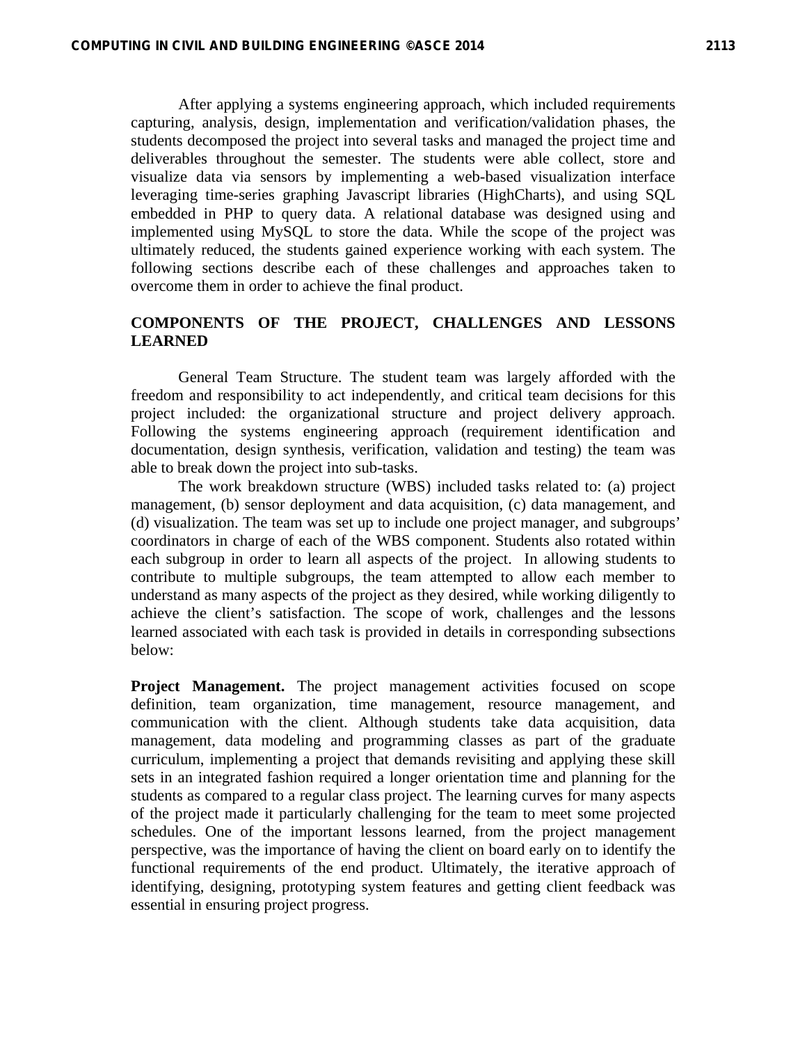After applying a systems engineering approach, which included requirements capturing, analysis, design, implementation and verification/validation phases, the students decomposed the project into several tasks and managed the project time and deliverables throughout the semester. The students were able collect, store and visualize data via sensors by implementing a web-based visualization interface leveraging time-series graphing Javascript libraries (HighCharts), and using SQL embedded in PHP to query data. A relational database was designed using and implemented using MySQL to store the data. While the scope of the project was ultimately reduced, the students gained experience working with each system. The following sections describe each of these challenges and approaches taken to overcome them in order to achieve the final product.

## COMPONENTS OF THE PROJECT, CHALLENGES AND LESSONS LEARNED

General Team Structure. The student team was largely afforded with the freedom and responsibility to act independently, and critical team decisions for this project included: the organizational structure and project delivery approach. Following the systems engineering approach (requirement identification and documentation, design synthesis, verification, validation and testing) the team was able to break down the project into sub-tasks.

The work breakdown structure (WBS) included tasks related to: (a) project management, (b) sensor deployment and data acquisition, (c) data management, and (d) visualization. The team was set up to include one project manager, and subgroups' coordinators in charge of each of the WBS component. Students also rotated within each subgroup in order to learn all aspects of the project. In allowing students to contribute to multiple subgroups, the team attempted to allow each member to understand as many aspects of the project as they desired, while working diligently to achieve the client's satisfaction. The scope of work, challenges and the lessons learned associated with each task is provided in details in corresponding subsections below:

**Project Management.** The project management activities focused on scope definition, team organization, time management, resource management, and communication with the client. Although students take data acquisition, data management, data modeling and programming classes as part of the graduate curriculum, implementing a project that demands revisiting and applying these skill sets in an integrated fashion required a longer orientation time and planning for the students as compared to a regular class project. The learning curves for many aspects of the project made it particularly challenging for the team to meet some projected schedules. One of the important lessons learned, from the project management perspective, was the importance of having the client on board early on to identify the functional requirements of the end product. Ultimately, the iterative approach of identifying, designing, prototyping system features and getting client feedback was essential in ensuring project progress.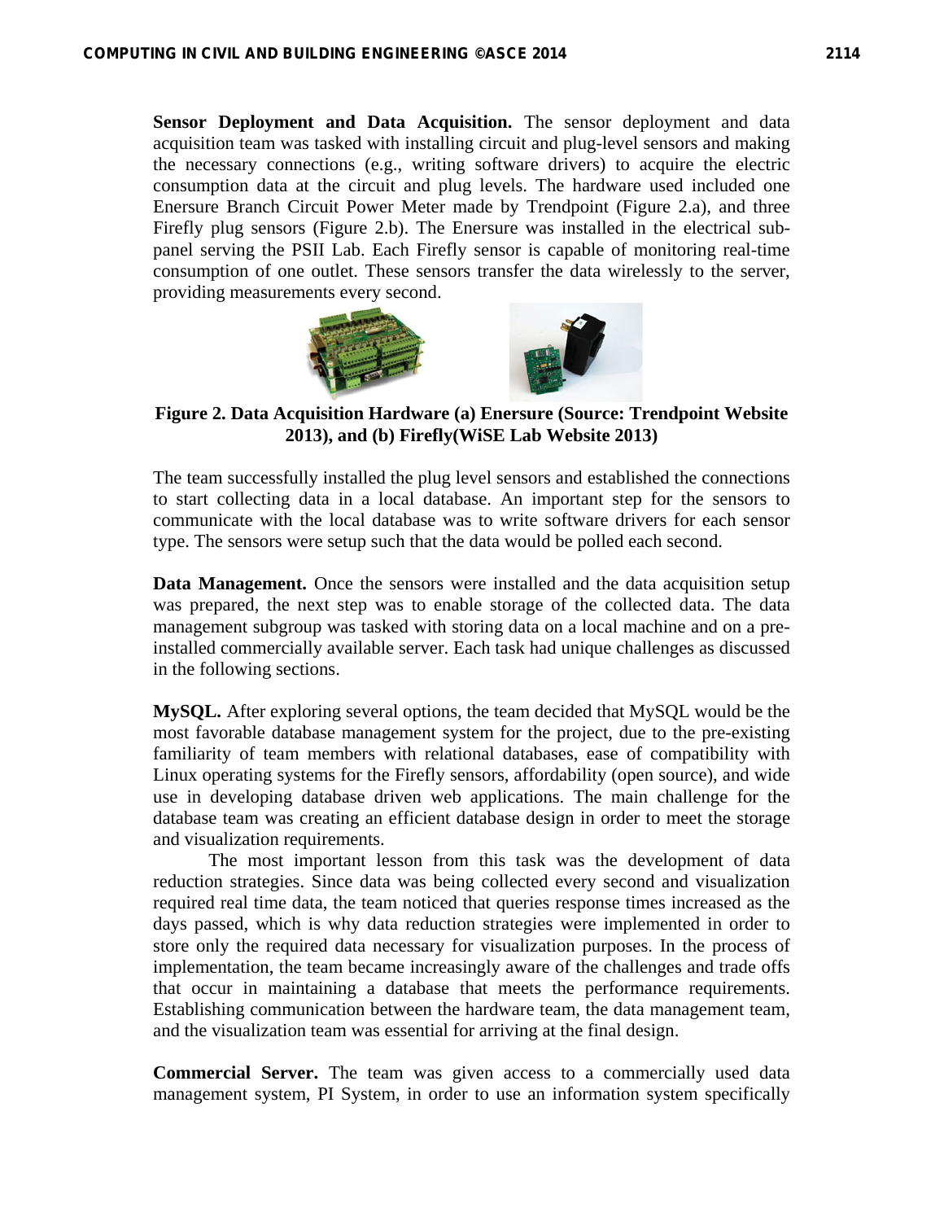**Sensor Deployment and Data Acquisition.** The sensor deployment and data acquisition team was tasked with installing circuit and plug-level sensors and making the necessary connections (e.g., writing software drivers) to acquire the electric consumption data at the circuit and plug levels. The hardware used included one Enersure Branch Circuit Power Meter made by Trendpoint (Figure 2.a), and three Firefly plug sensors (Figure 2.b). The Enersure was installed in the electrical sub-panel serving the PSII Lab. Each Firefly sensor is capable of monitoring real-time consumption of one outlet. These sensors transfer the data wirelessly to the server, providing measurements every second.

**Figure 2. Data Acquisition Hardware (a) Enersure (Source: Trendpoint Website 2013), and (b) Firefly(WiSE Lab Website 2013)**

The team successfully installed the plug level sensors and established the connections to start collecting data in a local database. An important step for the sensors to communicate with the local database was to write software drivers for each sensor type. The sensors were setup such that the data would be polled each second.

**Data Management.** Once the sensors were installed and the data acquisition setup was prepared, the next step was to enable storage of the collected data. The data management subgroup was tasked with storing data on a local machine and on a pre-installed commercially available server. Each task had unique challenges as discussed in the following sections.

**MySQL.** After exploring several options, the team decided that MySQL would be the most favorable database management system for the project, due to the pre-existing familiarity of team members with relational databases, ease of compatibility with Linux operating systems for the Firefly sensors, affordability (open source), and wide use in developing database driven web applications. The main challenge for the database team was creating an efficient database design in order to meet the storage and visualization requirements.

The most important lesson from this task was the development of data reduction strategies. Since data was being collected every second and visualization required real time data, the team noticed that queries response times increased as the days passed, which is why data reduction strategies were implemented in order to store only the required data necessary for visualization purposes. In the process of implementation, the team became increasingly aware of the challenges and trade offs that occur in maintaining a database that meets the performance requirements. Establishing communication between the hardware team, the data management team, and the visualization team was essential for arriving at the final design.

**Commercial Server.** The team was given access to a commercially used data management system, PI System, in order to use an information system specifically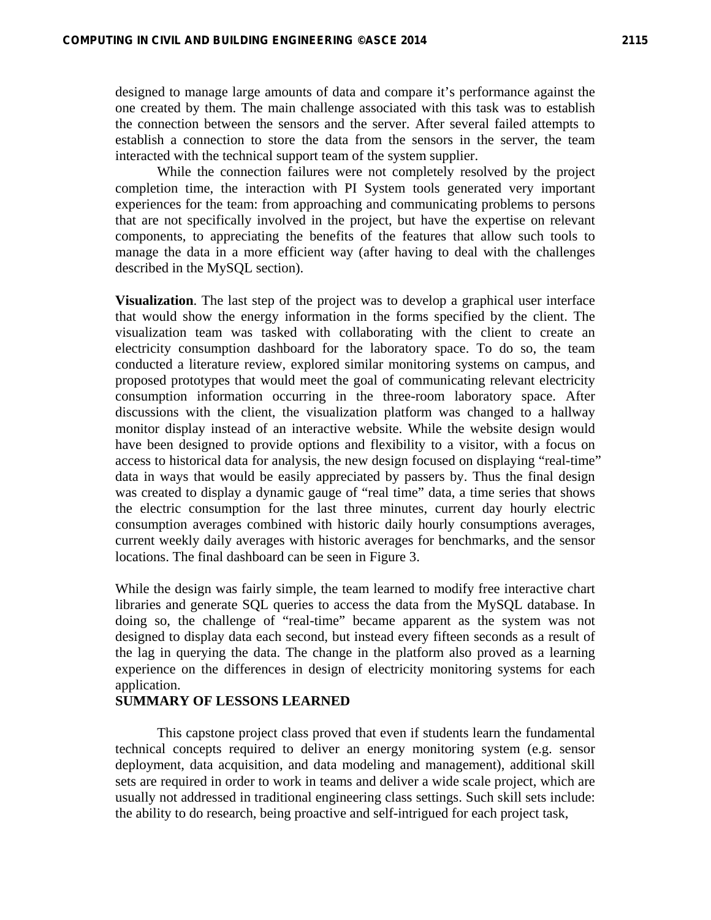designed to manage large amounts of data and compare it's performance against the one created by them. The main challenge associated with this task was to establish the connection between the sensors and the server. After several failed attempts to establish a connection to store the data from the sensors in the server, the team interacted with the technical support team of the system supplier.

While the connection failures were not completely resolved by the project completion time, the interaction with PI System tools generated very important experiences for the team: from approaching and communicating problems to persons that are not specifically involved in the project, but have the expertise on relevant components, to appreciating the benefits of the features that allow such tools to manage the data in a more efficient way (after having to deal with the challenges described in the MySQL section).

**Visualization**. The last step of the project was to develop a graphical user interface that would show the energy information in the forms specified by the client. The visualization team was tasked with collaborating with the client to create an electricity consumption dashboard for the laboratory space. To do so, the team conducted a literature review, explored similar monitoring systems on campus, and proposed prototypes that would meet the goal of communicating relevant electricity consumption information occurring in the three-room laboratory space. After discussions with the client, the visualization platform was changed to a hallway monitor display instead of an interactive website. While the website design would have been designed to provide options and flexibility to a visitor, with a focus on access to historical data for analysis, the new design focused on displaying "real-time" data in ways that would be easily appreciated by passers by. Thus the final design was created to display a dynamic gauge of "real time" data, a time series that shows the electric consumption for the last three minutes, current day hourly electric consumption averages combined with historic daily hourly consumptions averages, current weekly daily averages with historic averages for benchmarks, and the sensor locations. The final dashboard can be seen in Figure 3.

While the design was fairly simple, the team learned to modify free interactive chart libraries and generate SQL queries to access the data from the MySQL database. In doing so, the challenge of "real-time" became apparent as the system was not designed to display data each second, but instead every fifteen seconds as a result of the lag in querying the data. The change in the platform also proved as a learning experience on the differences in design of electricity monitoring systems for each application.

## SUMMARY OF LESSONS LEARNED

This capstone project class proved that even if students learn the fundamental technical concepts required to deliver an energy monitoring system (e.g. sensor deployment, data acquisition, and data modeling and management), additional skill sets are required in order to work in teams and deliver a wide scale project, which are usually not addressed in traditional engineering class settings. Such skill sets include: the ability to do research, being proactive and self-intrigued for each project task,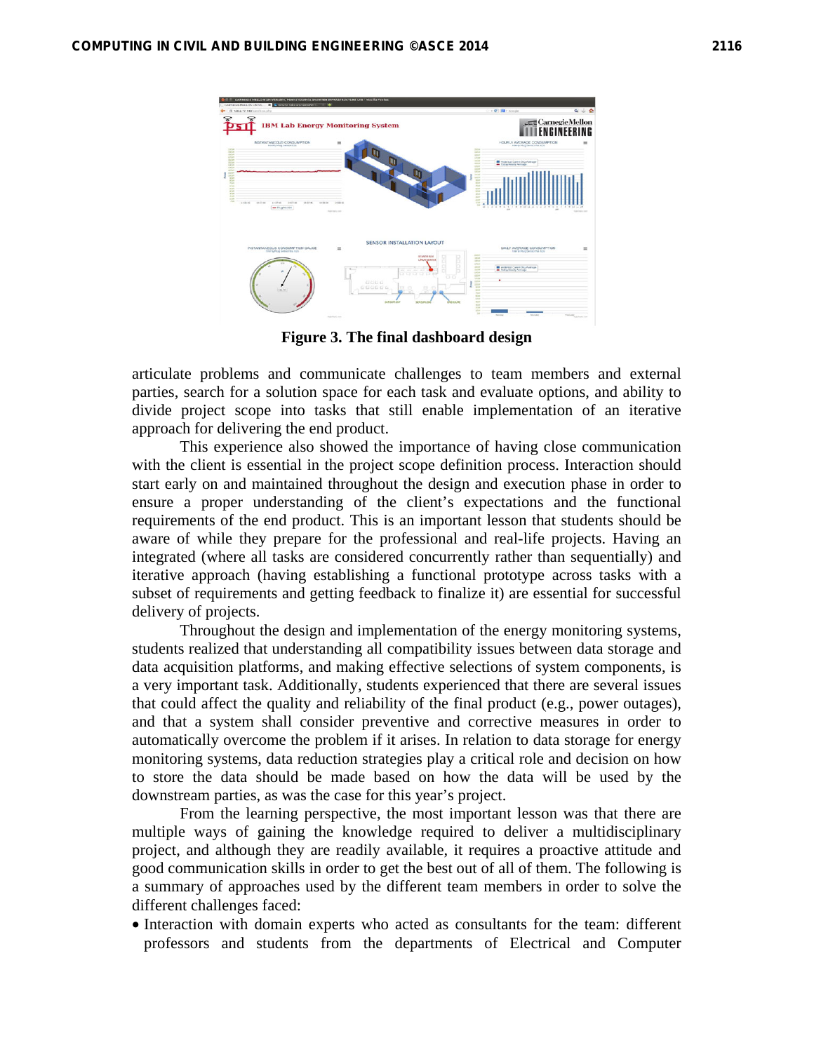Figure 3. The final dashboard design

articulate problems and communicate challenges to team members and external parties, search for a solution space for each task and evaluate options, and ability to divide project scope into tasks that still enable implementation of an iterative approach for delivering the end product.

This experience also showed the importance of having close communication with the client is essential in the project scope definition process. Interaction should start early on and maintained throughout the design and execution phase in order to ensure a proper understanding of the client's expectations and the functional requirements of the end product. This is an important lesson that students should be aware of while they prepare for the professional and real-life projects. Having an integrated (where all tasks are considered concurrently rather than sequentially) and iterative approach (having establishing a functional prototype across tasks with a subset of requirements and getting feedback to finalize it) are essential for successful delivery of projects.

Throughout the design and implementation of the energy monitoring systems, students realized that understanding all compatibility issues between data storage and data acquisition platforms, and making effective selections of system components, is a very important task. Additionally, students experienced that there are several issues that could affect the quality and reliability of the final product (e.g., power outages), and that a system shall consider preventive and corrective measures in order to automatically overcome the problem if it arises. In relation to data storage for energy monitoring systems, data reduction strategies play a critical role and decision on how to store the data should be made based on how the data will be used by the downstream parties, as was the case for this year's project.

From the learning perspective, the most important lesson was that there are multiple ways of gaining the knowledge required to deliver a multidisciplinary project, and although they are readily available, it requires a proactive attitude and good communication skills in order to get the best out of all of them. The following is a summary of approaches used by the different team members in order to solve the different challenges faced:

- Interaction with domain experts who acted as consultants for the team: different professors and students from the departments of Electrical and Computer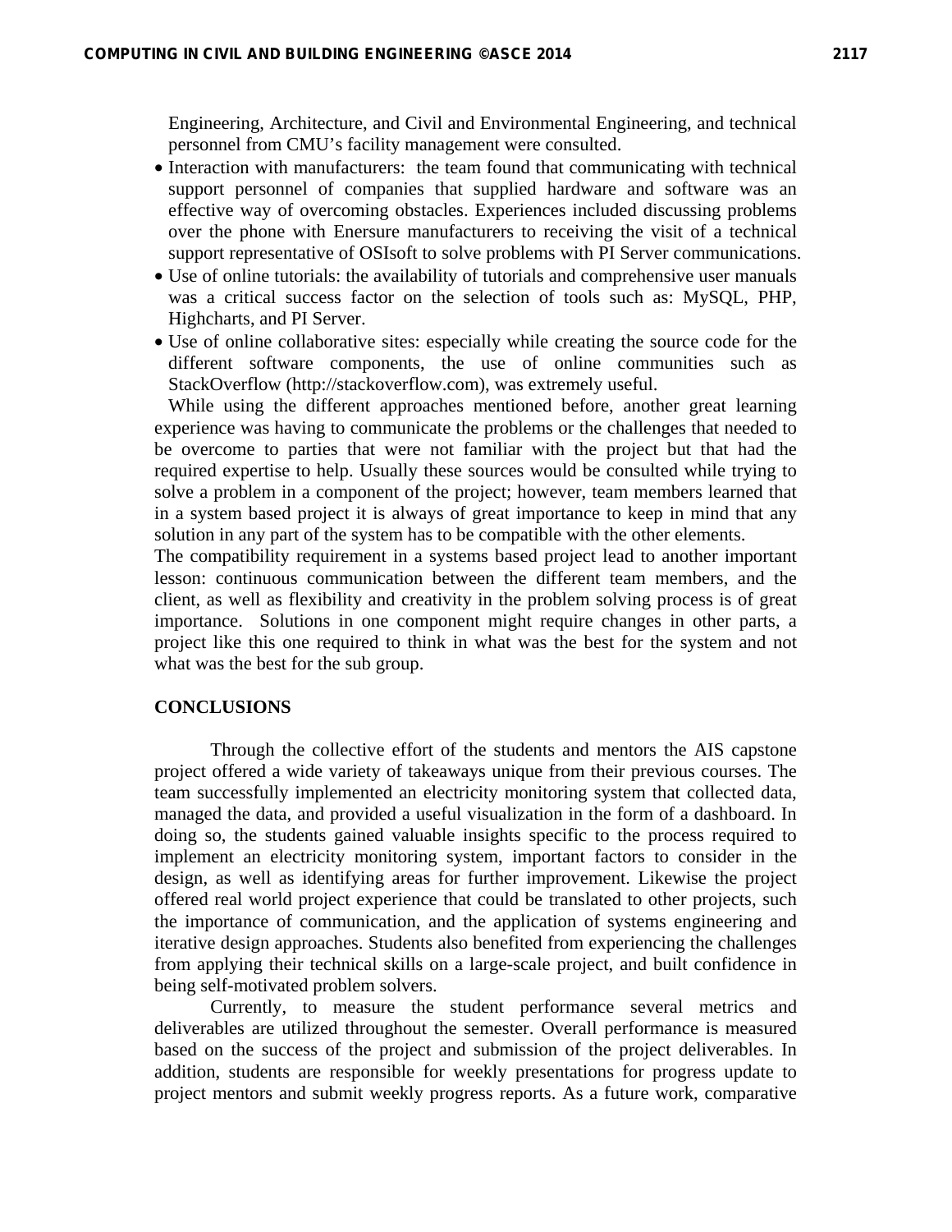Engineering, Architecture, and Civil and Environmental Engineering, and technical personnel from CMU's facility management were consulted.

- Interaction with manufacturers: the team found that communicating with technical support personnel of companies that supplied hardware and software was an effective way of overcoming obstacles. Experiences included discussing problems over the phone with Enersure manufacturers to receiving the visit of a technical support representative of OSIsoft to solve problems with PI Server communications.
- Use of online tutorials: the availability of tutorials and comprehensive user manuals was a critical success factor on the selection of tools such as: MySQL, PHP, Highcharts, and PI Server.
- Use of online collaborative sites: especially while creating the source code for the different software components, the use of online communities such as StackOverflow (http://stackoverflow.com), was extremely useful.

While using the different approaches mentioned before, another great learning experience was having to communicate the problems or the challenges that needed to be overcome to parties that were not familiar with the project but that had the required expertise to help. Usually these sources would be consulted while trying to solve a problem in a component of the project; however, team members learned that in a system based project it is always of great importance to keep in mind that any solution in any part of the system has to be compatible with the other elements.

The compatibility requirement in a systems based project lead to another important lesson: continuous communication between the different team members, and the client, as well as flexibility and creativity in the problem solving process is of great importance. Solutions in one component might require changes in other parts, a project like this one required to think in what was the best for the system and not what was the best for the sub group.

## CONCLUSIONS

Through the collective effort of the students and mentors the AIS capstone project offered a wide variety of takeaways unique from their previous courses. The team successfully implemented an electricity monitoring system that collected data, managed the data, and provided a useful visualization in the form of a dashboard. In doing so, the students gained valuable insights specific to the process required to implement an electricity monitoring system, important factors to consider in the design, as well as identifying areas for further improvement. Likewise the project offered real world project experience that could be translated to other projects, such the importance of communication, and the application of systems engineering and iterative design approaches. Students also benefited from experiencing the challenges from applying their technical skills on a large-scale project, and built confidence in being self-motivated problem solvers.

Currently, to measure the student performance several metrics and deliverables are utilized throughout the semester. Overall performance is measured based on the success of the project and submission of the project deliverables. In addition, students are responsible for weekly presentations for progress update to project mentors and submit weekly progress reports. As a future work, comparative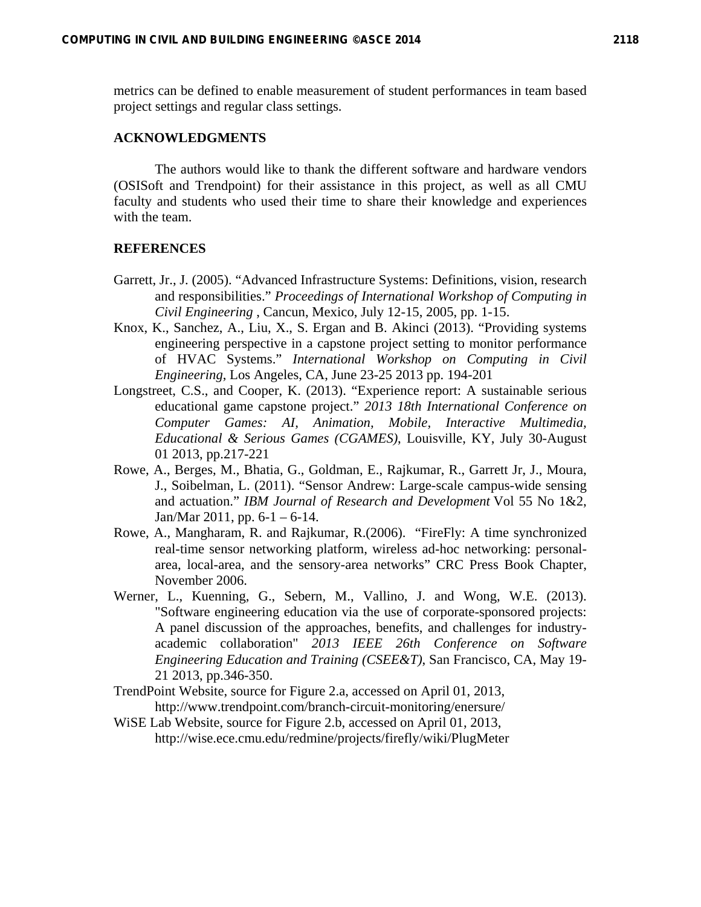metrics can be defined to enable measurement of student performances in team based project settings and regular class settings.

## ACKNOWLEDGMENTS

The authors would like to thank the different software and hardware vendors (OSISoft and Trendpoint) for their assistance in this project, as well as all CMU faculty and students who used their time to share their knowledge and experiences with the team.

## REFERENCES

Garrett, Jr., J. (2005). "Advanced Infrastructure Systems: Definitions, vision, research and responsibilities." *Proceedings of International Workshop of Computing in Civil Engineering* , Cancun, Mexico, July 12-15, 2005, pp. 1-15.

Knox, K., Sanchez, A., Liu, X., S. Ergan and B. Akinci (2013). "Providing systems engineering perspective in a capstone project setting to monitor performance of HVAC Systems." *International Workshop on Computing in Civil Engineering*, Los Angeles, CA, June 23-25 2013 pp. 194-201

Longstreet, C.S., and Cooper, K. (2013). "Experience report: A sustainable serious educational game capstone project." *2013 18th International Conference on Computer Games: AI, Animation, Mobile, Interactive Multimedia, Educational & Serious Games (CGAMES)*, Louisville, KY, July 30-August 01 2013, pp.217-221

Rowe, A., Berges, M., Bhatia, G., Goldman, E., Rajkumar, R., Garrett Jr, J., Moura, J., Soibelman, L. (2011). "Sensor Andrew: Large-scale campus-wide sensing and actuation." *IBM Journal of Research and Development* Vol 55 No 1&2, Jan/Mar 2011, pp. 6-1 – 6-14.

Rowe, A., Mangharam, R. and Rajkumar, R.(2006). "FireFly: A time synchronized real-time sensor networking platform, wireless ad-hoc networking: personal-area, local-area, and the sensory-area networks" CRC Press Book Chapter, November 2006.

Werner, L., Kuenning, G., Sebern, M., Vallino, J. and Wong, W.E. (2013). "Software engineering education via the use of corporate-sponsored projects: A panel discussion of the approaches, benefits, and challenges for industry-academic collaboration" *2013 IEEE 26th Conference on Software Engineering Education and Training (CSEE&T)*, San Francisco, CA, May 19-21 2013, pp.346-350.

TrendPoint Website, source for Figure 2.a, accessed on April 01, 2013, http://www.trendpoint.com/branch-circuit-monitoring/enersure/

WiSE Lab Website, source for Figure 2.b, accessed on April 01, 2013, http://wise.ece.cmu.edu/redmine/projects/firefly/wiki/PlugMeter